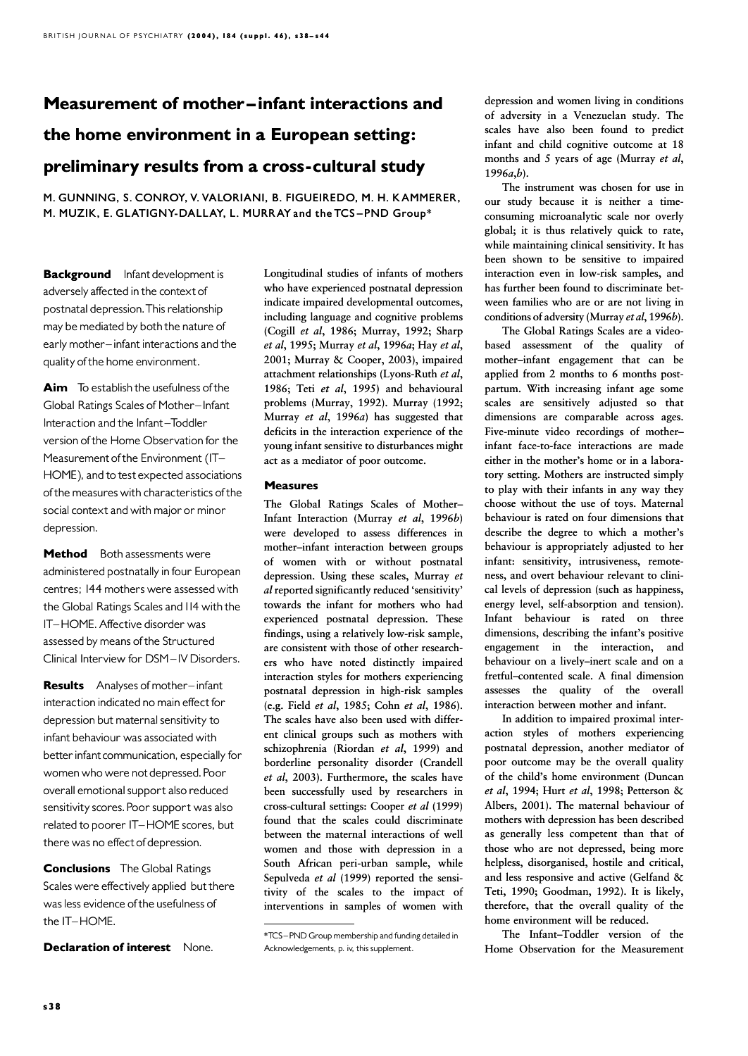# Measurement of mother–infant interactions and the home environment in a European setting: preliminary results from a cross-cultural study

M. GUNNING, S. CONROY, V. VALORIANI, B. FIGUEIREDO, M. H. KAMMERER, M. MUZIK, E. GLATIGNY-DALLAY, L. MURRAY and the TCS–PND Group*

**Background** Infant development is adversely affected in the context of postnatal depression. This relationship may be mediated by both the nature of early mother–infant interactions and the quality of the home environment.

**Aim** To establish the usefulness of the Global Ratings Scales of Mother–Infant Interaction and the Infant–Toddler version of the Home Observation for the Measurement of the Environment (IT–HOME), and to test expected associations of the measures with characteristics of the social context and with major or minor depression.

**Method** Both assessments were administered postnatally in four European centres; 144 mothers were assessed with the Global Ratings Scales and 114 with the IT–HOME. Affective disorder was assessed by means of the Structured Clinical Interview for DSM–IV Disorders.

**Results** Analyses of mother–infant interaction indicated no main effect for depression but maternal sensitivity to infant behaviour was associated with better infant communication, especially for women who were not depressed. Poor overall emotional support also reduced sensitivity scores. Poor support was also related to poorer IT–HOME scores, but there was no effect of depression.

**Conclusions** The Global Ratings Scales were effectively applied but there was less evidence of the usefulness of the IT–HOME.

**Declaration of interest** None.

Longitudinal studies of infants of mothers who have experienced postnatal depression indicate impaired developmental outcomes, including language and cognitive problems (Cogill *et al*, 1986; Murray, 1992; Sharp *et al*, 1995; Murray *et al*, 1996*a*; Hay *et al*, 2001; Murray & Cooper, 2003), impaired attachment relationships (Lyons-Ruth *et al*, 1986; Teti *et al*, 1995) and behavioural problems (Murray, 1992). Murray (1992; Murray *et al*, 1996*a*) has suggested that deficits in the interaction experience of the young infant sensitive to disturbances might act as a mediator of poor outcome.

## Measures

The Global Ratings Scales of Mother–Infant Interaction (Murray *et al*, 1996*b*) were developed to assess differences in mother–infant interaction between groups of women with or without postnatal depression. Using these scales, Murray *et al* reported significantly reduced 'sensitivity' towards the infant for mothers who had experienced postnatal depression. These findings, using a relatively low-risk sample, are consistent with those of other researchers who have noted distinctly impaired interaction styles for mothers experiencing postnatal depression in high-risk samples (e.g. Field *et al*, 1985; Cohn *et al*, 1986). The scales have also been used with different clinical groups such as mothers with schizophrenia (Riordan *et al*, 1999) and borderline personality disorder (Crandell *et al*, 2003). Furthermore, the scales have been successfully used by researchers in cross-cultural settings: Cooper *et al* (1999) found that the scales could discriminate between the maternal interactions of well women and those with depression in a South African peri-urban sample, while Sepulveda *et al* (1999) reported the sensitivity of the scales to the impact of interventions in samples of women with depression and women living in conditions of adversity in a Venezuelan study. The scales have also been found to predict infant and child cognitive outcome at 18 months and 5 years of age (Murray *et al*, 1996*a*,*b*).

The instrument was chosen for use in our study because it is neither a time-consuming microanalytic scale nor overly global; it is thus relatively quick to rate, while maintaining clinical sensitivity. It has been shown to be sensitive to impaired interaction even in low-risk samples, and has further been found to discriminate between families who are or are not living in conditions of adversity (Murray *et al*, 1996*b*).

The Global Ratings Scales are a video-based assessment of the quality of mother–infant engagement that can be applied from 2 months to 6 months postpartum. With increasing infant age some scales are sensitively adjusted so that dimensions are comparable across ages. Five-minute video recordings of mother–infant face-to-face interactions are made either in the mother's home or in a laboratory setting. Mothers are instructed simply to play with their infants in any way they choose without the use of toys. Maternal behaviour is rated on four dimensions that describe the degree to which a mother's behaviour is appropriately adjusted to her infant: sensitivity, intrusiveness, remoteness, and overt behaviour relevant to clinical levels of depression (such as happiness, energy level, self-absorption and tension). Infant behaviour is rated on three dimensions, describing the infant's positive engagement in the interaction, and behaviour on a lively–inert scale and on a fretful–contented scale. A final dimension assesses the quality of the overall interaction between mother and infant.

In addition to impaired proximal interaction styles of mothers experiencing postnatal depression, another mediator of poor outcome may be the overall quality of the child's home environment (Duncan *et al*, 1994; Hurt *et al*, 1998; Petterson & Albers, 2001). The maternal behaviour of mothers with depression has been described as generally less competent than that of those who are not depressed, being more helpless, disorganised, hostile and critical, and less responsive and active (Gelfand & Teti, 1990; Goodman, 1992). It is likely, therefore, that the overall quality of the home environment will be reduced.

The Infant–Toddler version of the Home Observation for the Measurement

*TCS–PND Group membership and funding detailed in Acknowledgements, p. iv, this supplement.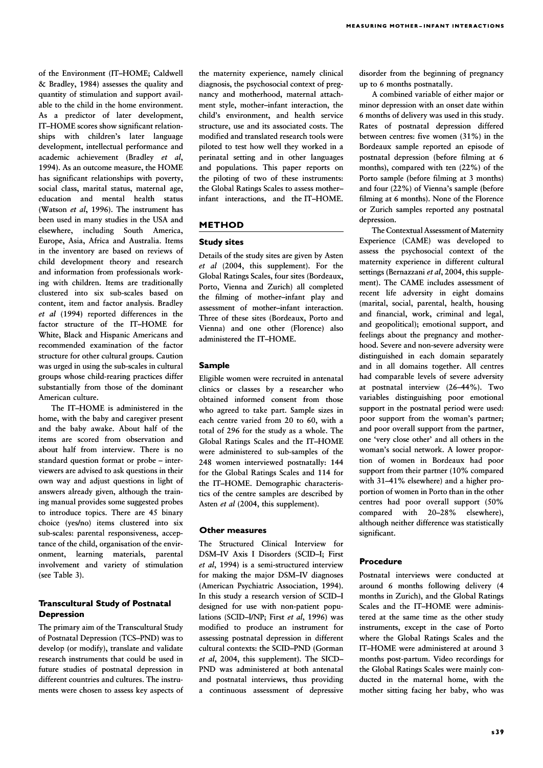of the Environment (IT–HOME; Caldwell & Bradley, 1984) assesses the quality and quantity of stimulation and support available to the child in the home environment. As a predictor of later development, IT–HOME scores show significant relationships with children's later language development, intellectual performance and academic achievement (Bradley *et al*, 1994). As an outcome measure, the HOME has significant relationships with poverty, social class, marital status, maternal age, education and mental health status (Watson *et al*, 1996). The instrument has been used in many studies in the USA and elsewhere, including South America, Europe, Asia, Africa and Australia. Items in the inventory are based on reviews of child development theory and research and information from professionals working with children. Items are traditionally clustered into six sub-scales based on content, item and factor analysis. Bradley *et al* (1994) reported differences in the factor structure of the IT–HOME for White, Black and Hispanic Americans and recommended examination of the factor structure for other cultural groups. Caution was urged in using the sub-scales in cultural groups whose child-rearing practices differ substantially from those of the dominant American culture.

The IT–HOME is administered in the home, with the baby and caregiver present and the baby awake. About half of the items are scored from observation and about half from interview. There is no standard question format or probe – interviewers are advised to ask questions in their own way and adjust questions in light of answers already given, although the training manual provides some suggested probes to introduce topics. There are 45 binary choice (yes/no) items clustered into six sub-scales: parental responsiveness, acceptance of the child, organisation of the environment, learning materials, parental involvement and variety of stimulation (see Table 3).

### Transcultural Study of Postnatal Depression

The primary aim of the Transcultural Study of Postnatal Depression (TCS–PND) was to develop (or modify), translate and validate research instruments that could be used in future studies of postnatal depression in different countries and cultures. The instruments were chosen to assess key aspects of the maternity experience, namely clinical diagnosis, the psychosocial context of pregnancy and motherhood, maternal attachment style, mother–infant interaction, the child's environment, and health service structure, use and its associated costs. The modified and translated research tools were piloted to test how well they worked in a perinatal setting and in other languages and populations. This paper reports on the piloting of two of these instruments: the Global Ratings Scales to assess mother–infant interactions, and the IT–HOME.

## METHOD

### Study sites

Details of the study sites are given by Asten *et al* (2004, this supplement). For the Global Ratings Scales, four sites (Bordeaux, Porto, Vienna and Zurich) all completed the filming of mother–infant play and assessment of mother–infant interaction. Three of these sites (Bordeaux, Porto and Vienna) and one other (Florence) also administered the IT–HOME.

### Sample

Eligible women were recruited in antenatal clinics or classes by a researcher who obtained informed consent from those who agreed to take part. Sample sizes in each centre varied from 20 to 60, with a total of 296 for the study as a whole. The Global Ratings Scales and the IT–HOME were administered to sub-samples of the 248 women interviewed postnatally: 144 for the Global Ratings Scales and 114 for the IT–HOME. Demographic characteristics of the centre samples are described by Asten *et al* (2004, this supplement).

### Other measures

The Structured Clinical Interview for DSM–IV Axis I Disorders (SCID–I; First *et al*, 1994) is a semi-structured interview for making the major DSM–IV diagnoses (American Psychiatric Association, 1994). In this study a research version of SCID–I designed for use with non-patient populations (SCID–I/NP; First *et al*, 1996) was modified to produce an instrument for assessing postnatal depression in different cultural contexts: the SCID–PND (Gorman *et al*, 2004, this supplement). The SICD–PND was administered at both antenatal and postnatal interviews, thus providing a continuous assessment of depressive disorder from the beginning of pregnancy up to 6 months postnatally.

A combined variable of either major or minor depression with an onset date within 6 months of delivery was used in this study. Rates of postnatal depression differed between centres: five women (31%) in the Bordeaux sample reported an episode of postnatal depression (before filming at 6 months), compared with ten (22%) of the Porto sample (before filming at 3 months) and four (22%) of Vienna's sample (before filming at 6 months). None of the Florence or Zurich samples reported any postnatal depression.

The Contextual Assessment of Maternity Experience (CAME) was developed to assess the psychosocial context of the maternity experience in different cultural settings (Bernazzani *et al*, 2004, this supplement). The CAME includes assessment of recent life adversity in eight domains (marital, social, parental, health, housing and financial, work, criminal and legal, and geopolitical); emotional support, and feelings about the pregnancy and motherhood. Severe and non-severe adversity were distinguished in each domain separately and in all domains together. All centres had comparable levels of severe adversity at postnatal interview (26–44%). Two variables distinguishing poor emotional support in the postnatal period were used: poor support from the woman's partner; and poor overall support from the partner, one 'very close other' and all others in the woman's social network. A lower proportion of women in Bordeaux had poor support from their partner (10% compared with 31–41% elsewhere) and a higher proportion of women in Porto than in the other centres had poor overall support (50% compared with 20–28% elsewhere), although neither difference was statistically significant.

### Procedure

Postnatal interviews were conducted at around 6 months following delivery (4 months in Zurich), and the Global Ratings Scales and the IT–HOME were administered at the same time as the other study instruments, except in the case of Porto where the Global Ratings Scales and the IT–HOME were administered at around 3 months post-partum. Video recordings for the Global Ratings Scales were mainly conducted in the maternal home, with the mother sitting facing her baby, who was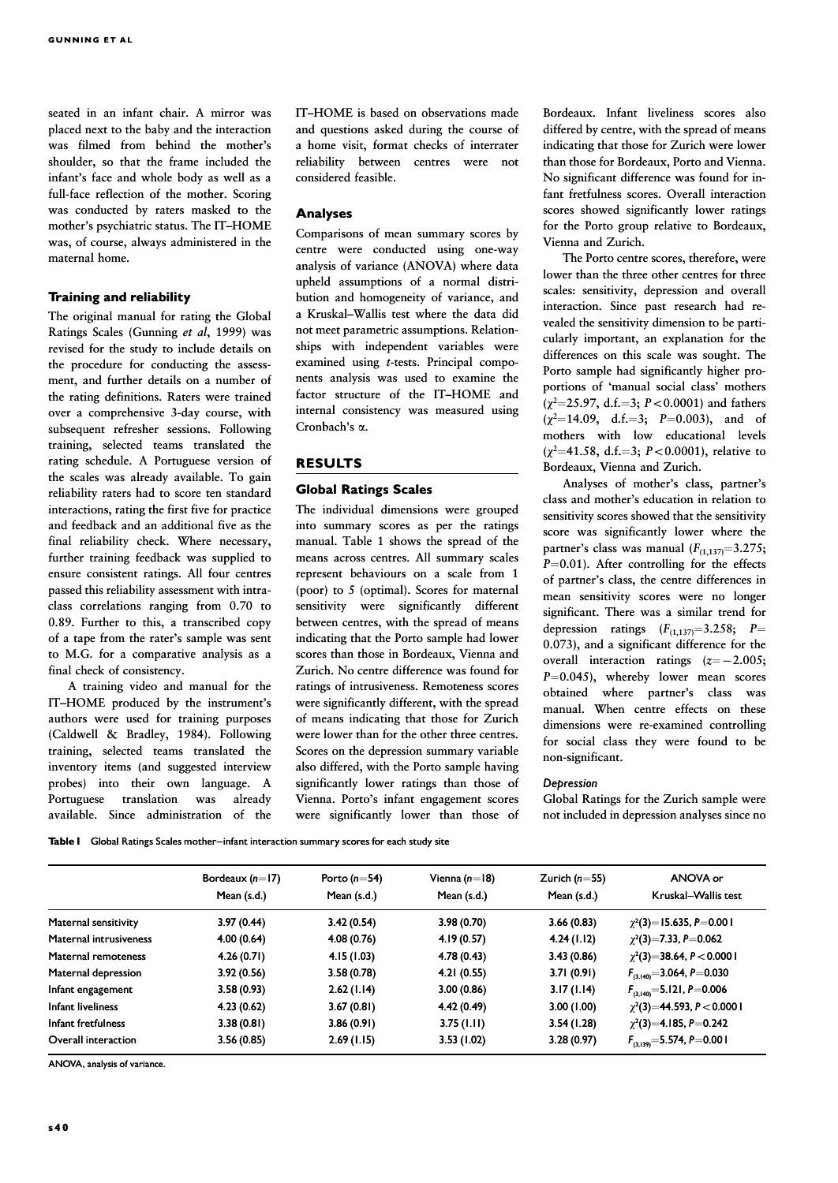seated in an infant chair. A mirror was placed next to the baby and the interaction was filmed from behind the mother's shoulder, so that the frame included the infant's face and whole body as well as a full-face reflection of the mother. Scoring was conducted by raters masked to the mother's psychiatric status. The IT–HOME was, of course, always administered in the maternal home.

### Training and reliability

The original manual for rating the Global Ratings Scales (Gunning *et al*, 1999) was revised for the study to include details on the procedure for conducting the assessment, and further details on a number of the rating definitions. Raters were trained over a comprehensive 3-day course, with subsequent refresher sessions. Following training, selected teams translated the rating schedule. A Portuguese version of the scales was already available. To gain reliability raters had to score ten standard interactions, rating the first five for practice and feedback and an additional five as the final reliability check. Where necessary, further training feedback was supplied to ensure consistent ratings. All four centres passed this reliability assessment with intraclass correlations ranging from 0.70 to 0.89. Further to this, a transcribed copy of a tape from the rater's sample was sent to M.G. for a comparative analysis as a final check of consistency.

A training video and manual for the IT–HOME produced by the instrument's authors were used for training purposes (Caldwell & Bradley, 1984). Following training, selected teams translated the inventory items (and suggested interview probes) into their own language. A Portuguese translation was already available. Since administration of the IT–HOME is based on observations made and questions asked during the course of a home visit, format checks of interrater reliability between centres were not considered feasible.

### Analyses

Comparisons of mean summary scores by centre were conducted using one-way analysis of variance (ANOVA) where data upheld assumptions of a normal distribution and homogeneity of variance, and a Kruskal–Wallis test where the data did not meet parametric assumptions. Relationships with independent variables were examined using *t*-tests. Principal components analysis was used to examine the factor structure of the IT–HOME and internal consistency was measured using Cronbach's $\alpha$.

## RESULTS

### Global Ratings Scales

The individual dimensions were grouped into summary scores as per the ratings manual. Table 1 shows the spread of the means across centres. All summary scales represent behaviours on a scale from 1 (poor) to 5 (optimal). Scores for maternal sensitivity were significantly different between centres, with the spread of means indicating that the Porto sample had lower scores than those in Bordeaux, Vienna and Zurich. No centre difference was found for ratings of intrusiveness. Remoteness scores were significantly different, with the spread of means indicating that those for Zurich were lower than for the other three centres. Scores on the depression summary variable also differed, with the Porto sample having significantly lower ratings than those of Vienna. Porto's infant engagement scores were significantly lower than those of Bordeaux. Infant liveliness scores also differed by centre, with the spread of means indicating that those for Zurich were lower than those for Bordeaux, Porto and Vienna. No significant difference was found for infant fretfulness scores. Overall interaction scores showed significantly lower ratings for the Porto group relative to Bordeaux, Vienna and Zurich.

The Porto centre scores, therefore, were lower than the three other centres for three scales: sensitivity, depression and overall interaction. Since past research had revealed the sensitivity dimension to be particularly important, an explanation for the differences on this scale was sought. The Porto sample had significantly higher proportions of 'manual social class' mothers ($\chi^2$=25.97, d.f.=3; $P<0.0001$) and fathers ($\chi^2$=14.09, d.f.=3; $P$=0.003), and of mothers with low educational levels ($\chi^2$=41.58, d.f.=3; $P<0.0001$), relative to Bordeaux, Vienna and Zurich.

Analyses of mother's class, partner's class and mother's education in relation to sensitivity scores showed that the sensitivity score was significantly lower where the partner's class was manual ($F_{(1,137)}$=3.275; $P$=0.01). After controlling for the effects of partner's class, the centre differences in mean sensitivity scores were no longer significant. There was a similar trend for depression ratings ($F_{(1,137)}$=3.258; $P$=0.073), and a significant difference for the overall interaction ratings ($z$=−2.005; $P$=0.045), whereby lower mean scores obtained where partner's class was manual. When centre effects on these dimensions were re-examined controlling for social class they were found to be non-significant.

#### Depression

Global Ratings for the Zurich sample were not included in depression analyses since no

**Table 1** Global Ratings Scales mother–infant interaction summary scores for each study site

| | Bordeaux (*n*=17) Mean (s.d.) | Porto (*n*=54) Mean (s.d.) | Vienna (*n*=18) Mean (s.d.) | Zurich (*n*=55) Mean (s.d.) | ANOVA or Kruskal–Wallis test |
|---|---|---|---|---|---|
| Maternal sensitivity | 3.97 (0.44) | 3.42 (0.54) | 3.98 (0.70) | 3.66 (0.83) | $\chi^2(3)$=15.635, $P$=0.001 |
| Maternal intrusiveness | 4.00 (0.64) | 4.08 (0.76) | 4.19 (0.57) | 4.24 (1.12) | $\chi^2(3)$=7.33, $P$=0.062 |
| Maternal remoteness | 4.26 (0.71) | 4.15 (1.03) | 4.78 (0.43) | 3.43 (0.86) | $\chi^2(3)$=38.64, $P<0.0001$ |
| Maternal depression | 3.92 (0.56) | 3.58 (0.78) | 4.21 (0.55) | 3.71 (0.91) | $F_{(3,140)}$=3.064, $P$=0.030 |
| Infant engagement | 3.58 (0.93) | 2.62 (1.14) | 3.00 (0.86) | 3.17 (1.14) | $F_{(3,140)}$=5.121, $P$=0.006 |
| Infant liveliness | 4.23 (0.62) | 3.67 (0.81) | 4.42 (0.49) | 3.00 (1.00) | $\chi^2(3)$=44.593, $P<0.0001$ |
| Infant fretfulness | 3.38 (0.81) | 3.86 (0.91) | 3.75 (1.11) | 3.54 (1.28) | $\chi^2(3)$=4.185, $P$=0.242 |
| Overall interaction | 3.56 (0.85) | 2.69 (1.15) | 3.53 (1.02) | 3.28 (0.97) | $F_{(3,139)}$=5.574, $P$=0.001 |

ANOVA, analysis of variance.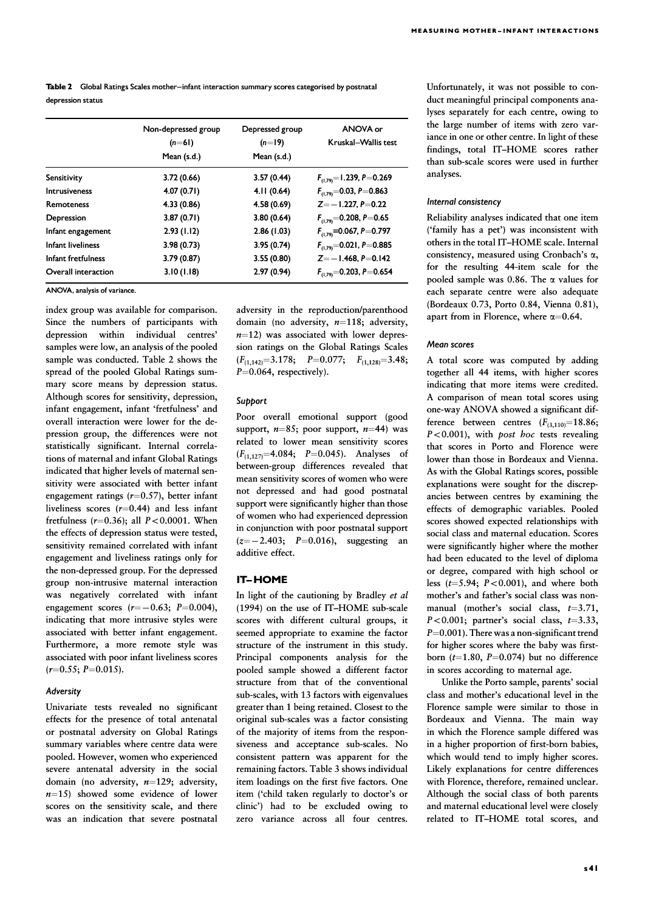**Table 2** Global Ratings Scales mother–infant interaction summary scores categorised by postnatal depression status

| | Non-depressed group ($n$=61) Mean (s.d.) | Depressed group ($n$=19) Mean (s.d.) | ANOVA or Kruskal–Wallis test |
|---|---|---|---|
| Sensitivity | 3.72 (0.66) | 3.57 (0.44) | $F_{(1,79)}$=1.239, $P$=0.269 |
| Intrusiveness | 4.07 (0.71) | 4.11 (0.64) | $F_{(1,79)}$=0.03, $P$=0.863 |
| Remoteness | 4.33 (0.86) | 4.58 (0.69) | $Z$=−1.227, $P$=0.22 |
| Depression | 3.87 (0.71) | 3.80 (0.64) | $F_{(1,79)}$=0.208, $P$=0.65 |
| Infant engagement | 2.93 (1.12) | 2.86 (1.03) | $F_{(1,79)}$=0.067, $P$=0.797 |
| Infant liveliness | 3.98 (0.73) | 3.95 (0.74) | $F_{(1,79)}$=0.021, $P$=0.885 |
| Infant fretfulness | 3.79 (0.87) | 3.55 (0.80) | $Z$=−1.468, $P$=0.142 |
| Overall interaction | 3.10 (1.18) | 2.97 (0.94) | $F_{(1,79)}$=0.203, $P$=0.654 |

ANOVA, analysis of variance.

index group was available for comparison. Since the numbers of participants with depression within individual centres' samples were low, an analysis of the pooled sample was conducted. Table 2 shows the spread of the pooled Global Ratings summary score means by depression status. Although scores for sensitivity, depression, infant engagement, infant 'fretfulness' and overall interaction were lower for the depression group, the differences were not statistically significant. Internal correlations of maternal and infant Global Ratings indicated that higher levels of maternal sensitivity were associated with better infant engagement ratings ($r$=0.57), better infant liveliness scores ($r$=0.44) and less infant fretfulness ($r$=0.36); all $P$<0.0001. When the effects of depression status were tested, sensitivity remained correlated with infant engagement and liveliness ratings only for the non-depressed group. For the depressed group non-intrusive maternal interaction was negatively correlated with infant engagement scores ($r$=−0.63; $P$=0.004), indicating that more intrusive styles were associated with better infant engagement. Furthermore, a more remote style was associated with poor infant liveliness scores ($r$=0.55; $P$=0.015).

### Adversity

Univariate tests revealed no significant effects for the presence of total antenatal or postnatal adversity on Global Ratings summary variables where centre data were pooled. However, women who experienced severe antenatal adversity in the social domain (no adversity, $n$=129; adversity, $n$=15) showed some evidence of lower scores on the sensitivity scale, and there was an indication that severe postnatal adversity in the reproduction/parenthood domain (no adversity, $n$=118; adversity, $n$=12) was associated with lower depression ratings on the Global Ratings Scales ($F_{(1,142)}$=3.178; $P$=0.077; $F_{(1,128)}$=3.48; $P$=0.064, respectively).

### Support

Poor overall emotional support (good support, $n$=85; poor support, $n$=44) was related to lower mean sensitivity scores ($F_{(1,127)}$=4.084; $P$=0.045). Analyses of between-group differences revealed that mean sensitivity scores of women who were not depressed and had good postnatal support were significantly higher than those of women who had experienced depression in conjunction with poor postnatal support ($z$=−2.403; $P$=0.016), suggesting an additive effect.

## IT–HOME

In light of the cautioning by Bradley *et al* (1994) on the use of IT–HOME sub-scale scores with different cultural groups, it seemed appropriate to examine the factor structure of the instrument in this study. Principal components analysis for the pooled sample showed a different factor structure from that of the conventional sub-scales, with 13 factors with eigenvalues greater than 1 being retained. Closest to the original sub-scales was a factor consisting of the majority of items from the responsiveness and acceptance sub-scales. No consistent pattern was apparent for the remaining factors. Table 3 shows individual item loadings on the first five factors. One item ('child taken regularly to doctor's or clinic') had to be excluded owing to zero variance across all four centres. Unfortunately, it was not possible to conduct meaningful principal components analyses separately for each centre, owing to the large number of items with zero variance in one or other centre. In light of these findings, total IT–HOME scores rather than sub-scale scores were used in further analyses.

### Internal consistency

Reliability analyses indicated that one item ('family has a pet') was inconsistent with others in the total IT–HOME scale. Internal consistency, measured using Cronbach's α, for the resulting 44-item scale for the pooled sample was 0.86. The α values for each separate centre were also adequate (Bordeaux 0.73, Porto 0.84, Vienna 0.81), apart from in Florence, where α=0.64.

### Mean scores

A total score was computed by adding together all 44 items, with higher scores indicating that more items were credited. A comparison of mean total scores using one-way ANOVA showed a significant difference between centres ($F_{(3,110)}$=18.86; $P$<0.001), with *post hoc* tests revealing that scores in Porto and Florence were lower than those in Bordeaux and Vienna. As with the Global Ratings scores, possible explanations were sought for the discrepancies between centres by examining the effects of demographic variables. Pooled scores showed expected relationships with social class and maternal education. Scores were significantly higher where the mother had been educated to the level of diploma or degree, compared with high school or less ($t$=5.94; $P$<0.001), and where both mother's and father's social class was non-manual (mother's social class, $t$=3.71, $P$<0.001; partner's social class, $t$=3.33, $P$=0.001). There was a non-significant trend for higher scores where the baby was first-born ($t$=1.80, $P$=0.074) but no difference in scores according to maternal age.

Unlike the Porto sample, parents' social class and mother's educational level in the Florence sample were similar to those in Bordeaux and Vienna. The main way in which the Florence sample differed was in a higher proportion of first-born babies, which would tend to imply higher scores. Likely explanations for centre differences with Florence, therefore, remained unclear. Although the social class of both parents and maternal educational level were closely related to IT–HOME total scores, and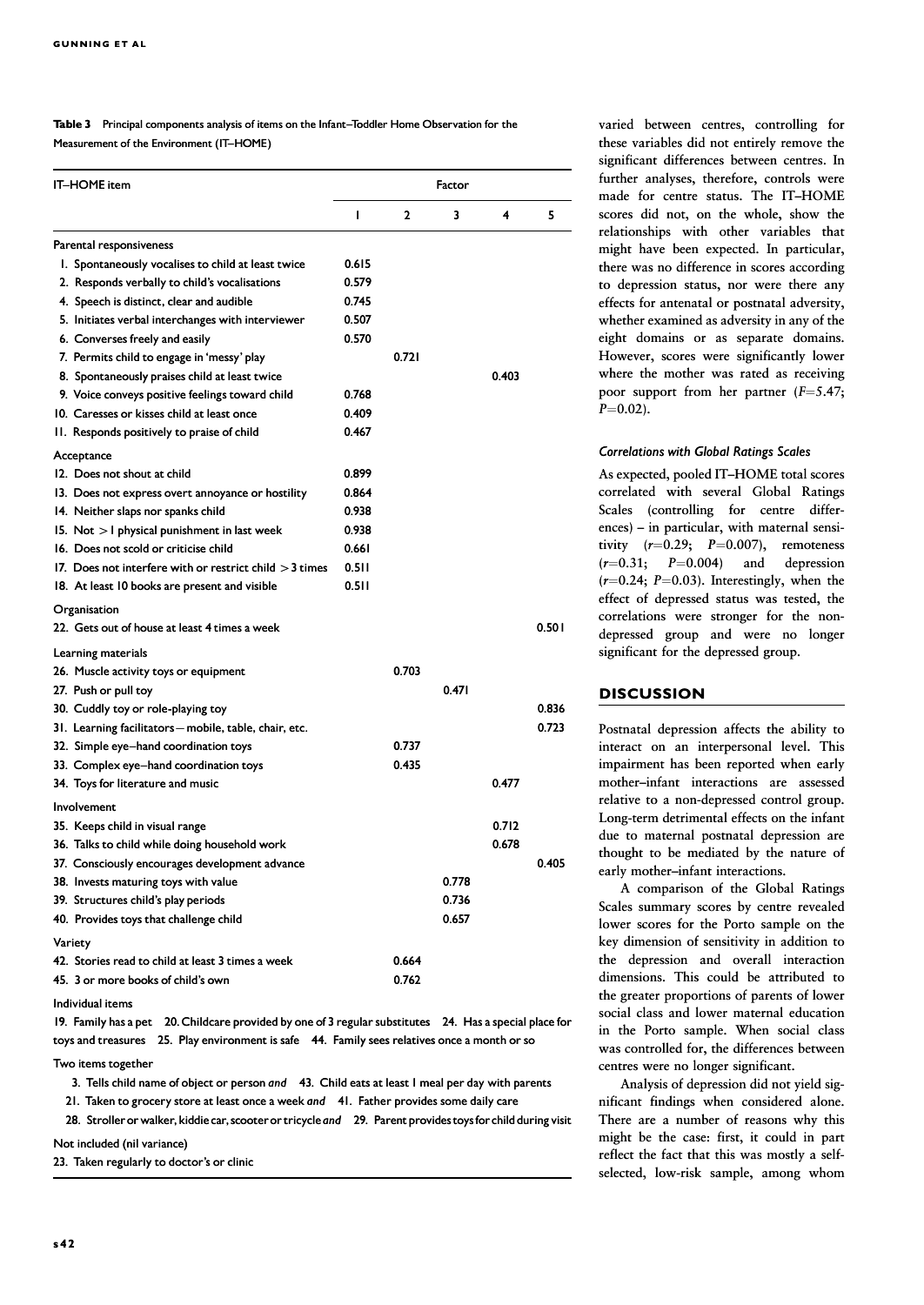**Table 3** Principal components analysis of items on the Infant–Toddler Home Observation for the Measurement of the Environment (IT–HOME)

| IT–HOME item | Factor | | | | |
|---|---|---|---|---|---|
| | 1 | 2 | 3 | 4 | 5 |
| **Parental responsiveness** | | | | | |
| 1. Spontaneously vocalises to child at least twice | 0.615 | | | | |
| 2. Responds verbally to child's vocalisations | 0.579 | | | | |
| 4. Speech is distinct, clear and audible | 0.745 | | | | |
| 5. Initiates verbal interchanges with interviewer | 0.507 | | | | |
| 6. Converses freely and easily | 0.570 | | | | |
| 7. Permits child to engage in 'messy' play | | 0.721 | | | |
| 8. Spontaneously praises child at least twice | | | | 0.403 | |
| 9. Voice conveys positive feelings toward child | 0.768 | | | | |
| 10. Caresses or kisses child at least once | 0.409 | | | | |
| 11. Responds positively to praise of child | 0.467 | | | | |
| **Acceptance** | | | | | |
| 12. Does not shout at child | 0.899 | | | | |
| 13. Does not express overt annoyance or hostility | 0.864 | | | | |
| 14. Neither slaps nor spanks child | 0.938 | | | | |
| 15. Not > 1 physical punishment in last week | 0.938 | | | | |
| 16. Does not scold or criticise child | 0.661 | | | | |
| 17. Does not interfere with or restrict child > 3 times | 0.511 | | | | |
| 18. At least 10 books are present and visible | 0.511 | | | | |
| **Organisation** | | | | | |
| 22. Gets out of house at least 4 times a week | | | | | 0.501 |
| **Learning materials** | | | | | |
| 26. Muscle activity toys or equipment | | 0.703 | | | |
| 27. Push or pull toy | | | 0.471 | | |
| 30. Cuddly toy or role-playing toy | | | | | 0.836 |
| 31. Learning facilitators – mobile, table, chair, etc. | | | | | 0.723 |
| 32. Simple eye–hand coordination toys | | 0.737 | | | |
| 33. Complex eye–hand coordination toys | | 0.435 | | | |
| 34. Toys for literature and music | | | | 0.477 | |
| **Involvement** | | | | | |
| 35. Keeps child in visual range | | | | 0.712 | |
| 36. Talks to child while doing household work | | | | 0.678 | |
| 37. Consciously encourages development advance | | | | | 0.405 |
| 38. Invests maturing toys with value | | | 0.778 | | |
| 39. Structures child's play periods | | | 0.736 | | |
| 40. Provides toys that challenge child | | | 0.657 | | |
| **Variety** | | | | | |
| 42. Stories read to child at least 3 times a week | | 0.664 | | | |
| 45. 3 or more books of child's own | | 0.762 | | | |

Individual items

19. Family has a pet 20. Childcare provided by one of 3 regular substitutes 24. Has a special place for toys and treasures 25. Play environment is safe 44. Family sees relatives once a month or so

Two items together

3. Tells child name of object or person *and* 43. Child eats at least 1 meal per day with parents
21. Taken to grocery store at least once a week *and* 41. Father provides some daily care
28. Stroller or walker, kiddie car, scooter or tricycle *and* 29. Parent provides toys for child during visit

Not included (nil variance)

23. Taken regularly to doctor's or clinic

varied between centres, controlling for these variables did not entirely remove the significant differences between centres. In further analyses, therefore, controls were made for centre status. The IT–HOME scores did not, on the whole, show the relationships with other variables that might have been expected. In particular, there was no difference in scores according to depression status, nor were there any effects for antenatal or postnatal adversity, whether examined as adversity in any of the eight domains or as separate domains. However, scores were significantly lower where the mother was rated as receiving poor support from her partner ($F=5.47$; $P=0.02$).

### *Correlations with Global Ratings Scales*

As expected, pooled IT–HOME total scores correlated with several Global Ratings Scales (controlling for centre differences) – in particular, with maternal sensitivity ($r=0.29$; $P=0.007$), remoteness ($r=0.31$; $P=0.004$) and depression ($r=0.24$; $P=0.03$). Interestingly, when the effect of depressed status was tested, the correlations were stronger for the non-depressed group and were no longer significant for the depressed group.

## DISCUSSION

Postnatal depression affects the ability to interact on an interpersonal level. This impairment has been reported when early mother–infant interactions are assessed relative to a non-depressed control group. Long-term detrimental effects on the infant due to maternal postnatal depression are thought to be mediated by the nature of early mother–infant interactions.

A comparison of the Global Ratings Scales summary scores by centre revealed lower scores for the Porto sample on the key dimension of sensitivity in addition to the depression and overall interaction dimensions. This could be attributed to the greater proportions of parents of lower social class and lower maternal education in the Porto sample. When social class was controlled for, the differences between centres were no longer significant.

Analysis of depression did not yield significant findings when considered alone. There are a number of reasons why this might be the case: first, it could in part reflect the fact that this was mostly a self-selected, low-risk sample, among whom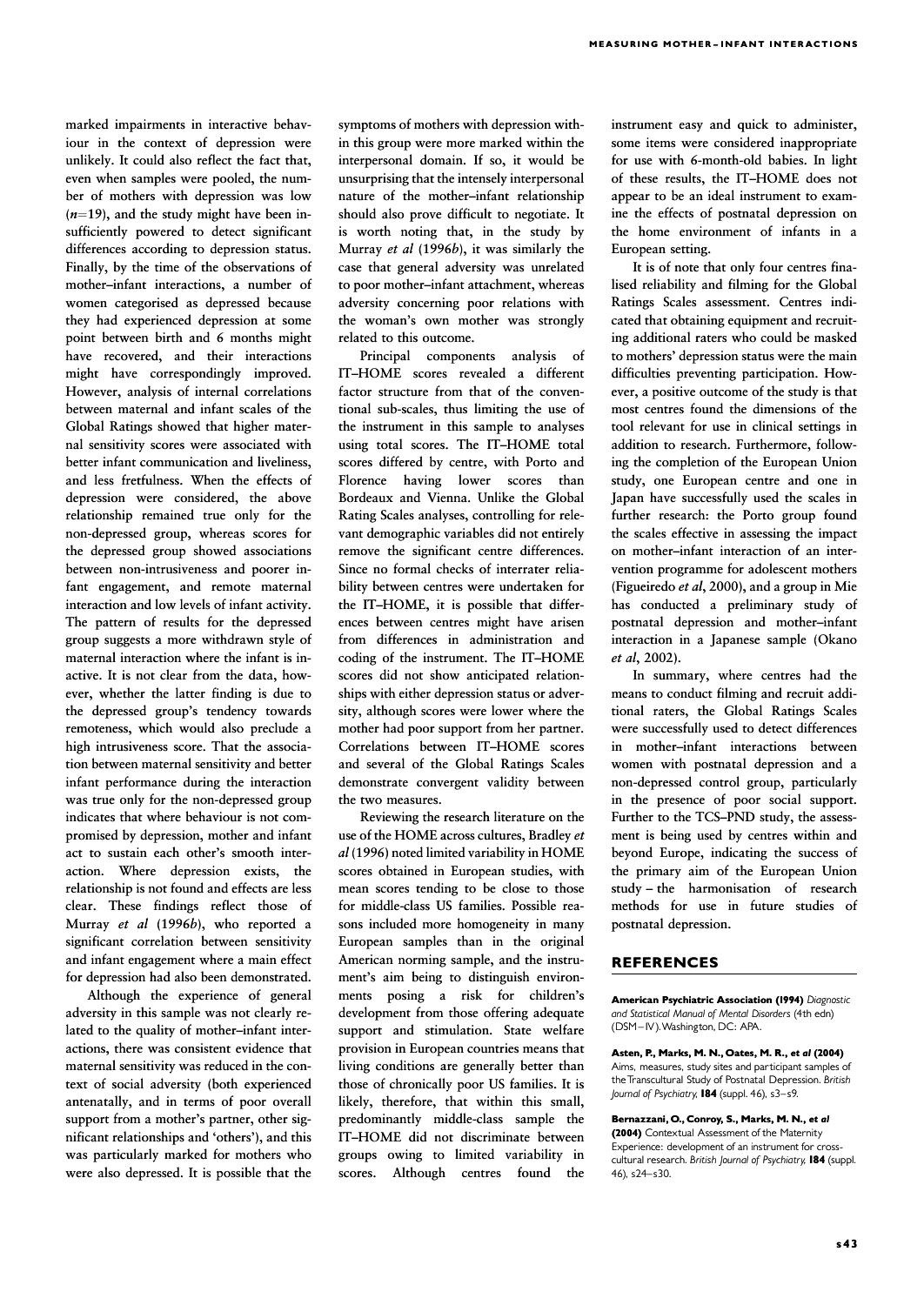marked impairments in interactive behaviour in the context of depression were unlikely. It could also reflect the fact that, even when samples were pooled, the number of mothers with depression was low ($n$=19), and the study might have been insufficiently powered to detect significant differences according to depression status. Finally, by the time of the observations of mother–infant interactions, a number of women categorised as depressed because they had experienced depression at some point between birth and 6 months might have recovered, and their interactions might have correspondingly improved. However, analysis of internal correlations between maternal and infant scales of the Global Ratings showed that higher maternal sensitivity scores were associated with better infant communication and liveliness, and less fretfulness. When the effects of depression were considered, the above relationship remained true only for the non-depressed group, whereas scores for the depressed group showed associations between non-intrusiveness and poorer infant engagement, and remote maternal interaction and low levels of infant activity. The pattern of results for the depressed group suggests a more withdrawn style of maternal interaction where the infant is inactive. It is not clear from the data, however, whether the latter finding is due to the depressed group's tendency towards remoteness, which would also preclude a high intrusiveness score. That the association between maternal sensitivity and better infant performance during the interaction was true only for the non-depressed group indicates that where behaviour is not compromised by depression, mother and infant act to sustain each other's smooth interaction. Where depression exists, the relationship is not found and effects are less clear. These findings reflect those of Murray *et al* (1996*b*), who reported a significant correlation between sensitivity and infant engagement where a main effect for depression had also been demonstrated.

Although the experience of general adversity in this sample was not clearly related to the quality of mother–infant interactions, there was consistent evidence that maternal sensitivity was reduced in the context of social adversity (both experienced antenatally, and in terms of poor overall support from a mother's partner, other significant relationships and 'others'), and this was particularly marked for mothers who were also depressed. It is possible that the symptoms of mothers with depression within this group were more marked within the interpersonal domain. If so, it would be unsurprising that the intensely interpersonal nature of the mother–infant relationship should also prove difficult to negotiate. It is worth noting that, in the study by Murray *et al* (1996*b*), it was similarly the case that general adversity was unrelated to poor mother–infant attachment, whereas adversity concerning poor relations with the woman's own mother was strongly related to this outcome.

Principal components analysis of IT–HOME scores revealed a different factor structure from that of the conventional sub-scales, thus limiting the use of the instrument in this sample to analyses using total scores. The IT–HOME total scores differed by centre, with Porto and Florence having lower scores than Bordeaux and Vienna. Unlike the Global Rating Scales analyses, controlling for relevant demographic variables did not entirely remove the significant centre differences. Since no formal checks of interrater reliability between centres were undertaken for the IT–HOME, it is possible that differences between centres might have arisen from differences in administration and coding of the instrument. The IT–HOME scores did not show anticipated relationships with either depression status or adversity, although scores were lower where the mother had poor support from her partner. Correlations between IT–HOME scores and several of the Global Ratings Scales demonstrate convergent validity between the two measures.

Reviewing the research literature on the use of the HOME across cultures, Bradley *et al* (1996) noted limited variability in HOME scores obtained in European studies, with mean scores tending to be close to those for middle-class US families. Possible reasons included more homogeneity in many European samples than in the original American norming sample, and the instrument's aim being to distinguish environments posing a risk for children's development from those offering adequate support and stimulation. State welfare provision in European countries means that living conditions are generally better than those of chronically poor US families. It is likely, therefore, that within this small, predominantly middle-class sample the IT–HOME did not discriminate between groups owing to limited variability in scores. Although centres found the instrument easy and quick to administer, some items were considered inappropriate for use with 6-month-old babies. In light of these results, the IT–HOME does not appear to be an ideal instrument to examine the effects of postnatal depression on the home environment of infants in a European setting.

It is of note that only four centres finalised reliability and filming for the Global Ratings Scales assessment. Centres indicated that obtaining equipment and recruiting additional raters who could be masked to mothers' depression status were the main difficulties preventing participation. However, a positive outcome of the study is that most centres found the dimensions of the tool relevant for use in clinical settings in addition to research. Furthermore, following the completion of the European Union study, one European centre and one in Japan have successfully used the scales in further research: the Porto group found the scales effective in assessing the impact on mother–infant interaction of an intervention programme for adolescent mothers (Figueiredo *et al*, 2000), and a group in Mie has conducted a preliminary study of postnatal depression and mother–infant interaction in a Japanese sample (Okano *et al*, 2002).

In summary, where centres had the means to conduct filming and recruit additional raters, the Global Ratings Scales were successfully used to detect differences in mother–infant interactions between women with postnatal depression and a non-depressed control group, particularly in the presence of poor social support. Further to the TCS–PND study, the assessment is being used by centres within and beyond Europe, indicating the success of the primary aim of the European Union study – the harmonisation of research methods for use in future studies of postnatal depression.

## REFERENCES

**American Psychiatric Association (1994)** *Diagnostic and Statistical Manual of Mental Disorders* (4th edn) (DSM–IV). Washington, DC: APA.

**Asten, P., Marks, M. N., Oates, M. R., *et al* (2004)** Aims, measures, study sites and participant samples of the Transcultural Study of Postnatal Depression. *British Journal of Psychiatry,* **184** (suppl. 46), s3–s9.

**Bernazzani, O., Conroy, S., Marks, M. N., *et al* (2004)** Contextual Assessment of the Maternity Experience: development of an instrument for cross-cultural research. *British Journal of Psychiatry,* **184** (suppl. 46), s24–s30.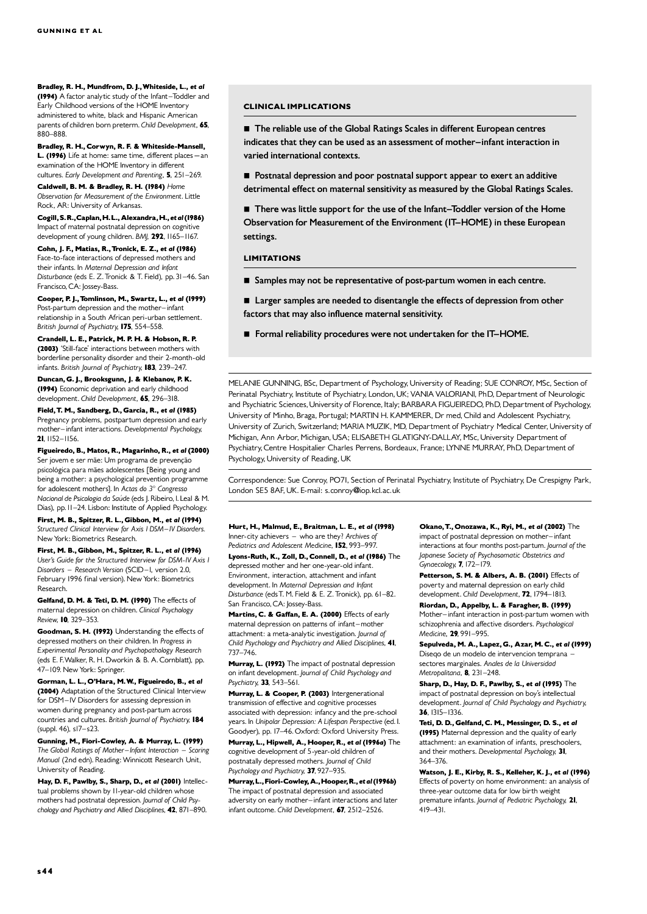**Bradley, R. H., Mundfrom, D. J., Whiteside, L., *et al* (1994)** A factor analytic study of the Infant–Toddler and Early Childhood versions of the HOME Inventory administered to white, black and Hispanic American parents of children born preterm. *Child Development*, **65**, 880–888.

**Bradley, R. H., Corwyn, R. F. & Whiteside-Mansell, L. (1996)** Life at home: same time, different places – an examination of the HOME Inventory in different cultures. *Early Development and Parenting*, **5**, 251–269.

**Caldwell, B. M. & Bradley, R. H. (1984)** *Home Observation for Measurement of the Environment*. Little Rock, AR: University of Arkansas.

**Cogill, S. R., Caplan, H. L., Alexandra, H., *et al* (1986)** Impact of maternal postnatal depression on cognitive development of young children. *BMJ*, **292**, 1165–1167.

**Cohn, J. F., Matias, R., Tronick, E. Z., *et al* (1986)** Face-to-face interactions of depressed mothers and their infants. In *Maternal Depression and Infant Disturbance* (eds E. Z. Tronick & T. F. Field), pp. 31–46. San Francisco, CA: Jossey-Bass.

**Cooper, P. J., Tomlinson, M., Swartz, L., *et al* (1999)** Post-partum depression and the mother–infant relationship in a South African peri-urban settlement. *British Journal of Psychiatry*, **175**, 554–558.

**Crandell, L. E., Patrick, M. P. H. & Hobson, R. P. (2003)** 'Still-face' interactions between mothers with borderline personality disorder and their 2-month-old infants. *British Journal of Psychiatry*, **183**, 239–247.

**Duncan, G. J., Brooksgunn, J. & Klebanov, P. K. (1994)** Economic deprivation and early childhood development. *Child Development*, **65**, 296–318.

**Field, T. M., Sandberg, D., Garcia, R., *et al* (1985)** Pregnancy problems, postpartum depression and early mother–infant interactions. *Developmental Psychology*, **21**, 1152–1156.

**Figueiredo, B., Matos, R., Magarinho, R., *et al* (2000)** Ser jovem e ser mãe: Um programa de prevenção psicológica para mães adolescentes [Being young and being a mother: a psychological prevention programme for adolescent mothers]. In *Actas do 3° Congresso Nacional de Psicologia da Saúde* (eds J. Ribeiro, I. Leal & M. Dias), pp. 11–24. Lisbon: Institute of Applied Psychology.

**First, M. B., Spitzer, R. L., Gibbon, M., *et al* (1994)** *Structured Clinical Interview for Axis I DSM–IV Disorders*. New York: Biometrics Research.

**First, M. B., Gibbon, M., Spitzer, R. L., *et al* (1996)** *User's Guide for the Structured Interview for DSM-IV Axis I Disorders – Research Version* (SCID–I, version 2.0, February 1996 final version). New York: Biometrics Research.

**Gelfand, D. M. & Teti, D. M. (1990)** The effects of maternal depression on children. *Clinical Psychology Review*, **10**, 329–353.

**Goodman, S. H. (1992)** Understanding the effects of depressed mothers on their children. In *Progress in Experimental Personality and Psychopathology Research* (eds E. F. Walker, R. H. Dworkin & B. A. Cornblatt), pp. 47–109. New York: Springer.

**Gorman, L. L., O'Hara, M. W., Figueiredo, B., *et al* (2004)** Adaptation of the Structured Clinical Interview for DSM–IV Disorders for assessing depression in women during pregnancy and post-partum across countries and cultures. *British Journal of Psychiatry*, **184** (suppl. 46), s17–s23.

**Gunning, M., Fiori-Cowley, A. & Murray, L. (1999)** *The Global Ratings of Mother–Infant Interaction – Scoring Manual* (2nd edn). Reading: Winnicott Research Unit, University of Reading.

**Hay, D. F., Pawlby, S., Sharp, D., *et al* (2001)** Intellectual problems shown by 11-year-old children whose mothers had postnatal depression. *Journal of Child Psychology and Psychiatry and Allied Disciplines*, **42**, 871–890.

### CLINICAL IMPLICATIONS

- The reliable use of the Global Ratings Scales in different European centres indicates that they can be used as an assessment of mother–infant interaction in varied international contexts.
- Postnatal depression and poor postnatal support appear to exert an additive detrimental effect on maternal sensitivity as measured by the Global Ratings Scales.
- There was little support for the use of the Infant–Toddler version of the Home Observation for Measurement of the Environment (IT–HOME) in these European settings.

### LIMITATIONS

- Samples may not be representative of post-partum women in each centre.
- Larger samples are needed to disentangle the effects of depression from other factors that may also influence maternal sensitivity.
- Formal reliability procedures were not undertaken for the IT–HOME.

MELANIE GUNNING, BSc, Department of Psychology, University of Reading; SUE CONROY, MSc, Section of Perinatal Psychiatry, Institute of Psychiatry, London, UK; VANIA VALORIANI, PhD, Department of Neurologic and Psychiatric Sciences, University of Florence, Italy; BARBARA FIGUEIREDO, PhD, Department of Psychology, University of Minho, Braga, Portugal; MARTIN H. KAMMERER, Dr med, Child and Adolescent Psychiatry, University of Zurich, Switzerland; MARIA MUZIK, MD, Department of Psychiatry Medical Center, University of Michigan, Ann Arbor, Michigan, USA; ELISABETH GLATIGNY-DALLAY, MSc, University Department of Psychiatry, Centre Hospitalier Charles Perrens, Bordeaux, France; LYNNE MURRAY, PhD, Department of Psychology, University of Reading, UK

Correspondence: Sue Conroy, PO71, Section of Perinatal Psychiatry, Institute of Psychiatry, De Crespigny Park, London SE5 8AF, UK. E-mail: s.conroy@iop.kcl.ac.uk

**Hurt, H., Malmud, E., Braitman, L. E., *et al* (1998)** Inner-city achievers – who are they? *Archives of Pediatrics and Adolescent Medicine*, **152**, 993–997.

**Lyons-Ruth, K., Zoll, D., Connell, D., *et al* (1986)** The depressed mother and her one-year-old infant. Environment, interaction, attachment and infant development. In *Maternal Depression and Infant Disturbance* (eds T. M. Field & E. Z. Tronick), pp. 61–82. San Francisco, CA: Jossey-Bass.

**Martins, C. & Gaffan, E. A. (2000)** Effects of early maternal depression on patterns of infant–mother attachment: a meta-analytic investigation. *Journal of Child Psychology and Psychiatry and Allied Disciplines*, **41**, 737–746.

**Murray, L. (1992)** The impact of postnatal depression on infant development. *Journal of Child Psychology and Psychiatry*, **33**, 543–561.

**Murray, L. & Cooper, P. (2003)** Intergenerational transmission of effective and cognitive processes associated with depression: infancy and the pre-school years. In *Unipolar Depression: A Lifespan Perspective* (ed. I. Goodyer), pp. 17–46. Oxford: Oxford University Press.

**Murray, L., Hipwell, A., Hooper, R., *et al* (1996*a*)** The cognitive development of 5-year-old children of postnatally depressed mothers. *Journal of Child Psychology and Psychiatry*, **37**, 927–935.

**Murray, L., Fiori-Cowley, A., Hooper, R., *et al* (1996*b*)** The impact of postnatal depression and associated adversity on early mother–infant interactions and later infant outcome. *Child Development*, **67**, 2512–2526.

**Okano, T., Onozawa, K., Ryi, M., *et al* (2002)** The impact of postnatal depression on mother–infant interactions at four months post-partum. *Journal of the Japanese Society of Psychosomatic Obstetrics and Gynaecology*, **7**, 172–179.

**Petterson, S. M. & Albers, A. B. (2001)** Effects of poverty and maternal depression on early child development. *Child Development*, **72**, 1794–1813.

**Riordan, D., Appelby, L. & Faragher, B. (1999)** Mother–infant interaction in post-partum women with schizophrenia and affective disorders. *Psychological Medicine*, **29**, 991–995.

**Sepulveda, M. A., Lapez, G., Azar, M. C., *et al* (1999)** Diseqo de un modelo de intervencion temprana – sectores marginales. *Anales de la Universidad Metropolitana*, **8**, 231–248.

**Sharp, D., Hay, D. F., Pawlby, S., *et al* (1995)** The impact of postnatal depression on boy's intellectual development. *Journal of Child Psychology and Psychiatry*, **36**, 1315–1336.

**Teti, D. D., Gelfand, C. M., Messinger, D. S., *et al* (1995)** Maternal depression and the quality of early attachment: an examination of infants, preschoolers, and their mothers. *Developmental Psychology*, **31**, 364–376.

**Watson, J. E., Kirby, R. S., Kelleher, K. J., *et al* (1996)** Effects of poverty on home environment: an analysis of three-year outcome data for low birth weight premature infants. *Journal of Pediatric Psychology*, **21**, 419–431.